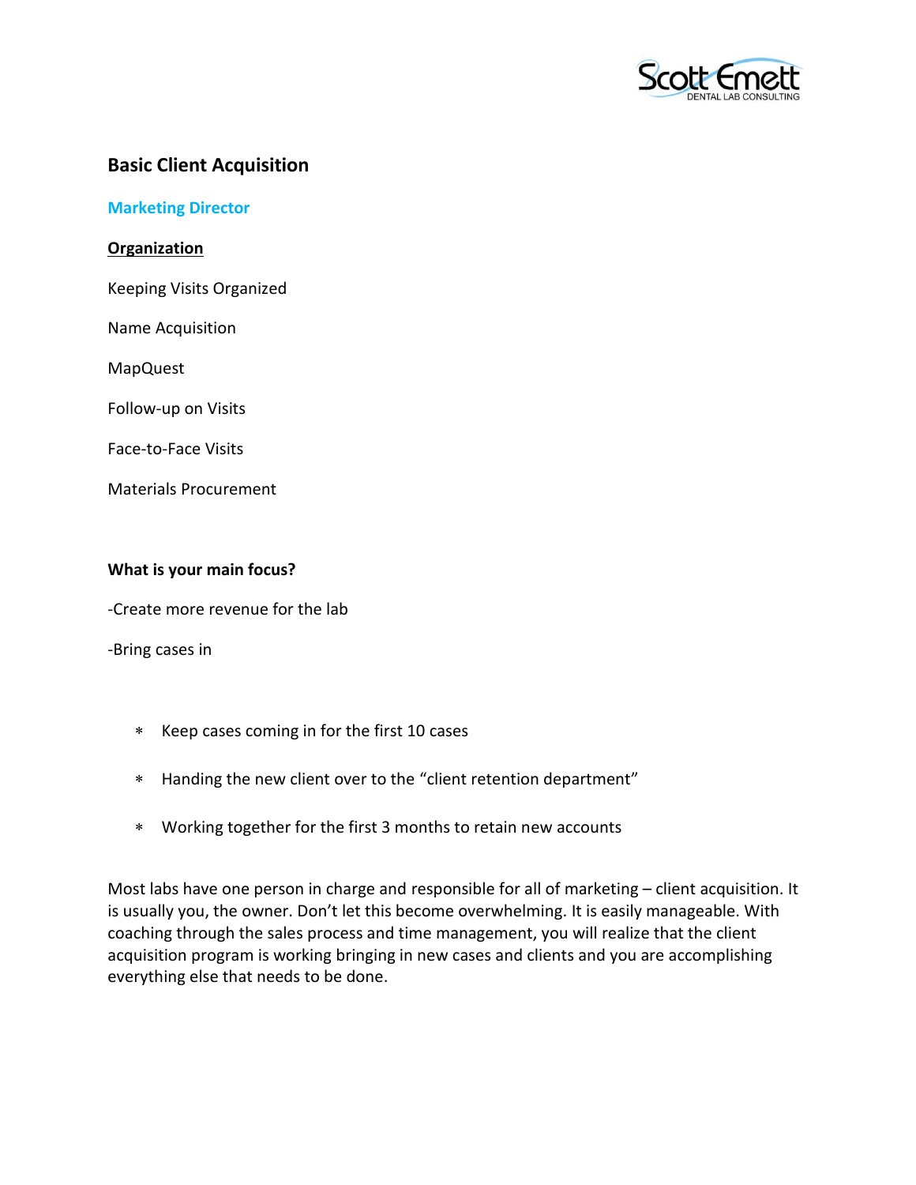# Basic Client Acquisition

## Marketing Director

**Organization**

Keeping Visits Organized

Name Acquisition

MapQuest

Follow-up on Visits

Face-to-Face Visits

Materials Procurement

**What is your main focus?**

-Create more revenue for the lab

-Bring cases in

- Keep cases coming in for the first 10 cases
- Handing the new client over to the "client retention department"
- Working together for the first 3 months to retain new accounts

Most labs have one person in charge and responsible for all of marketing – client acquisition. It is usually you, the owner. Don't let this become overwhelming. It is easily manageable. With coaching through the sales process and time management, you will realize that the client acquisition program is working bringing in new cases and clients and you are accomplishing everything else that needs to be done.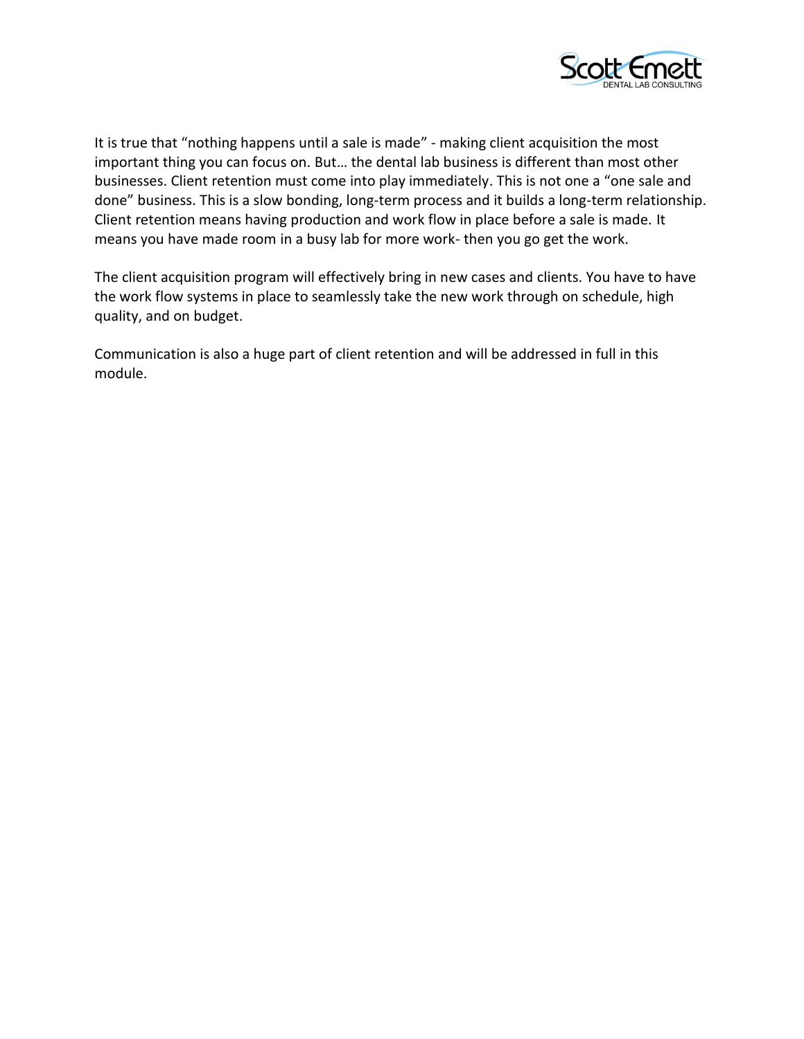It is true that "nothing happens until a sale is made" - making client acquisition the most important thing you can focus on. But… the dental lab business is different than most other businesses. Client retention must come into play immediately. This is not one a "one sale and done" business. This is a slow bonding, long-term process and it builds a long-term relationship. Client retention means having production and work flow in place before a sale is made. It means you have made room in a busy lab for more work- then you go get the work.

The client acquisition program will effectively bring in new cases and clients. You have to have the work flow systems in place to seamlessly take the new work through on schedule, high quality, and on budget.

Communication is also a huge part of client retention and will be addressed in full in this module.